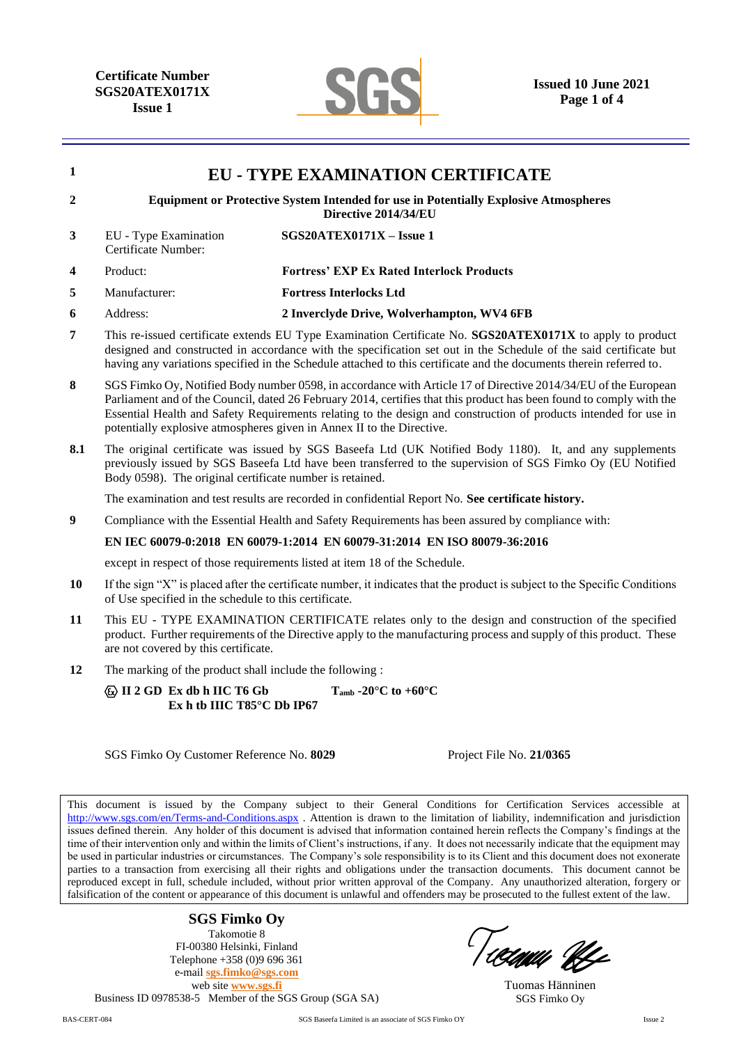Certificate Number
SGS20ATEX0171X
Issue 1

SGS

Issued 10 June 2021

# 1 EU - TYPE EXAMINATION CERTIFICATE

**2** **Equipment or Protective System Intended for use in Potentially Explosive Atmospheres Directive 2014/34/EU**

| | | |
|---|---|---|
| **3** | EU - Type Examination Certificate Number: | **SGS20ATEX0171X – Issue 1** |
| **4** | Product: | **Fortress' EXP Ex Rated Interlock Products** |
| **5** | Manufacturer: | **Fortress Interlocks Ltd** |
| **6** | Address: | **2 Inverclyde Drive, Wolverhampton, WV4 6FB** |

**7** This re-issued certificate extends EU Type Examination Certificate No. **SGS20ATEX0171X** to apply to product designed and constructed in accordance with the specification set out in the Schedule of the said certificate but having any variations specified in the Schedule attached to this certificate and the documents therein referred to.

**8** SGS Fimko Oy, Notified Body number 0598, in accordance with Article 17 of Directive 2014/34/EU of the European Parliament and of the Council, dated 26 February 2014, certifies that this product has been found to comply with the Essential Health and Safety Requirements relating to the design and construction of products intended for use in potentially explosive atmospheres given in Annex II to the Directive.

**8.1** The original certificate was issued by SGS Baseefa Ltd (UK Notified Body 1180). It, and any supplements previously issued by SGS Baseefa Ltd have been transferred to the supervision of SGS Fimko Oy (EU Notified Body 0598). The original certificate number is retained.

The examination and test results are recorded in confidential Report No. **See certificate history.**

**9** Compliance with the Essential Health and Safety Requirements has been assured by compliance with:

**EN IEC 60079-0:2018 EN 60079-1:2014 EN 60079-31:2014 EN ISO 80079-36:2016**

except in respect of those requirements listed at item 18 of the Schedule.

**10** If the sign "X" is placed after the certificate number, it indicates that the product is subject to the Specific Conditions of Use specified in the schedule to this certificate.

**11** This EU - TYPE EXAMINATION CERTIFICATE relates only to the design and construction of the specified product. Further requirements of the Directive apply to the manufacturing process and supply of this product. These are not covered by this certificate.

**12** The marking of the product shall include the following :

**Ⓔx II 2 GD Ex db h IIC T6 Gb** **$T_{amb}$ -20°C to +60°C**
**Ex h tb IIIC T85°C Db IP67**

SGS Fimko Oy Customer Reference No. **8029** Project File No. **21/0365**

This document is issued by the Company subject to their General Conditions for Certification Services accessible at http://www.sgs.com/en/Terms-and-Conditions.aspx . Attention is drawn to the limitation of liability, indemnification and jurisdiction issues defined therein. Any holder of this document is advised that information contained herein reflects the Company's findings at the time of their intervention only and within the limits of Client's instructions, if any. It does not necessarily indicate that the equipment may be used in particular industries or circumstances. The Company's sole responsibility is to its Client and this document does not exonerate parties to a transaction from exercising all their rights and obligations under the transaction documents. This document cannot be reproduced except in full, schedule included, without prior written approval of the Company. Any unauthorized alteration, forgery or falsification of the content or appearance of this document is unlawful and offenders may be prosecuted to the fullest extent of the law.

**SGS Fimko Oy**
Takomotie 8
FI-00380 Helsinki, Finland
Telephone +358 (0)9 696 361
e-mail sgs.fimko@sgs.com
web site www.sgs.fi
Business ID 0978538-5 Member of the SGS Group (SGA SA)

Tuomas Hänninen
SGS Fimko Oy

BAS-CERT-084 SGS Baseefa Limited is an associate of SGS Fimko OY Issue 2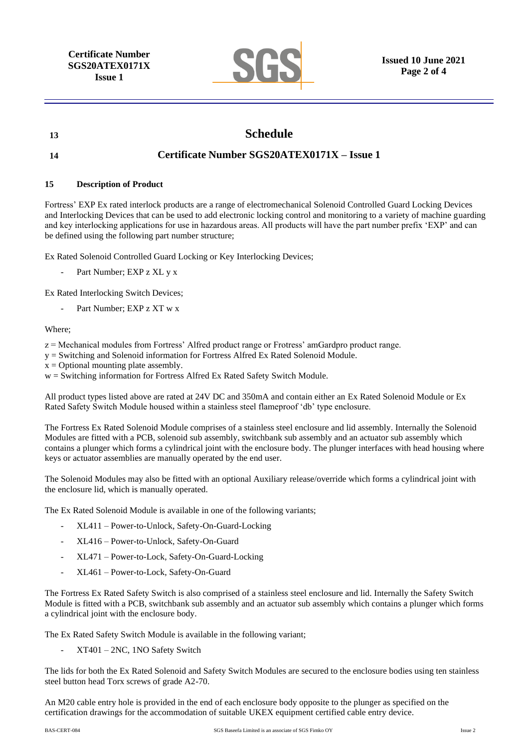## 13 Schedule

## 14 Certificate Number SGS20ATEX0171X – Issue 1

### 15 Description of Product

Fortress' EXP Ex rated interlock products are a range of electromechanical Solenoid Controlled Guard Locking Devices and Interlocking Devices that can be used to add electronic locking control and monitoring to a variety of machine guarding and key interlocking applications for use in hazardous areas. All products will have the part number prefix 'EXP' and can be defined using the following part number structure;

Ex Rated Solenoid Controlled Guard Locking or Key Interlocking Devices;

- Part Number; EXP z XL y x

Ex Rated Interlocking Switch Devices;

- Part Number; EXP z XT w x

Where;

z = Mechanical modules from Fortress' Alfred product range or Frotress' amGardpro product range.
y = Switching and Solenoid information for Fortress Alfred Ex Rated Solenoid Module.
x = Optional mounting plate assembly.
w = Switching information for Fortress Alfred Ex Rated Safety Switch Module.

All product types listed above are rated at 24V DC and 350mA and contain either an Ex Rated Solenoid Module or Ex Rated Safety Switch Module housed within a stainless steel flameproof 'db' type enclosure.

The Fortress Ex Rated Solenoid Module comprises of a stainless steel enclosure and lid assembly. Internally the Solenoid Modules are fitted with a PCB, solenoid sub assembly, switchbank sub assembly and an actuator sub assembly which contains a plunger which forms a cylindrical joint with the enclosure body. The plunger interfaces with head housing where keys or actuator assemblies are manually operated by the end user.

The Solenoid Modules may also be fitted with an optional Auxiliary release/override which forms a cylindrical joint with the enclosure lid, which is manually operated.

The Ex Rated Solenoid Module is available in one of the following variants;

- XL411 – Power-to-Unlock, Safety-On-Guard-Locking
- XL416 – Power-to-Unlock, Safety-On-Guard
- XL471 – Power-to-Lock, Safety-On-Guard-Locking
- XL461 – Power-to-Lock, Safety-On-Guard

The Fortress Ex Rated Safety Switch is also comprised of a stainless steel enclosure and lid. Internally the Safety Switch Module is fitted with a PCB, switchbank sub assembly and an actuator sub assembly which contains a plunger which forms a cylindrical joint with the enclosure body.

The Ex Rated Safety Switch Module is available in the following variant;

- XT401 – 2NC, 1NO Safety Switch

The lids for both the Ex Rated Solenoid and Safety Switch Modules are secured to the enclosure bodies using ten stainless steel button head Torx screws of grade A2-70.

An M20 cable entry hole is provided in the end of each enclosure body opposite to the plunger as specified on the certification drawings for the accommodation of suitable UKEX equipment certified cable entry device.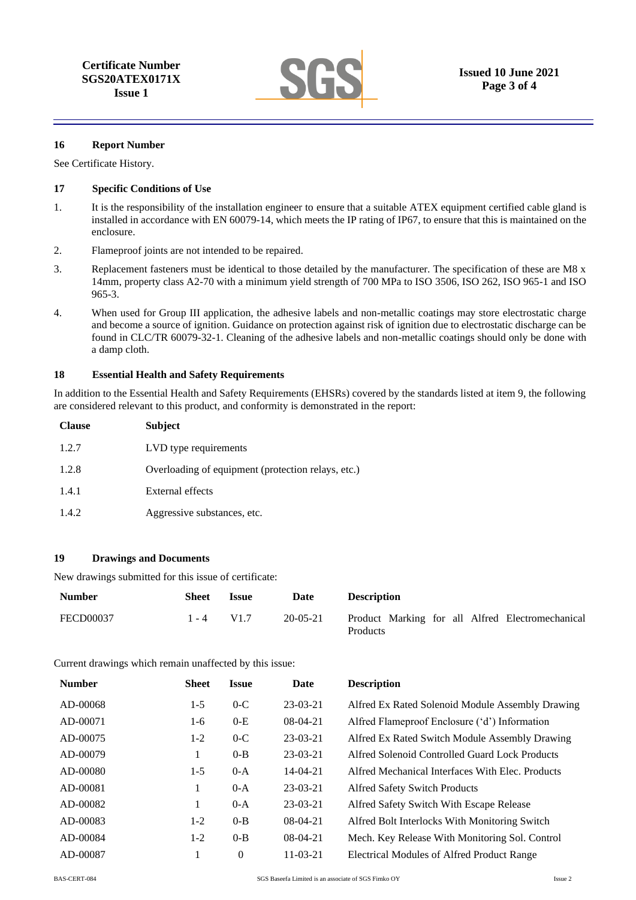## 16 Report Number

See Certificate History.

## 17 Specific Conditions of Use

1. It is the responsibility of the installation engineer to ensure that a suitable ATEX equipment certified cable gland is installed in accordance with EN 60079-14, which meets the IP rating of IP67, to ensure that this is maintained on the enclosure.
2. Flameproof joints are not intended to be repaired.
3. Replacement fasteners must be identical to those detailed by the manufacturer. The specification of these are M8 x 14mm, property class A2-70 with a minimum yield strength of 700 MPa to ISO 3506, ISO 262, ISO 965-1 and ISO 965-3.
4. When used for Group III application, the adhesive labels and non-metallic coatings may store electrostatic charge and become a source of ignition. Guidance on protection against risk of ignition due to electrostatic discharge can be found in CLC/TR 60079-32-1. Cleaning of the adhesive labels and non-metallic coatings should only be done with a damp cloth.

## 18 Essential Health and Safety Requirements

In addition to the Essential Health and Safety Requirements (EHSRs) covered by the standards listed at item 9, the following are considered relevant to this product, and conformity is demonstrated in the report:

| Clause | Subject |
|---|---|
| 1.2.7 | LVD type requirements |
| 1.2.8 | Overloading of equipment (protection relays, etc.) |
| 1.4.1 | External effects |
| 1.4.2 | Aggressive substances, etc. |

## 19 Drawings and Documents

New drawings submitted for this issue of certificate:

| Number | Sheet | Issue | Date | Description |
|---|---|---|---|---|
| FECD00037 | 1 - 4 | V1.7 | 20-05-21 | Product Marking for all Alfred Electromechanical Products |

Current drawings which remain unaffected by this issue:

| Number | Sheet | Issue | Date | Description |
|---|---|---|---|---|
| AD-00068 | 1-5 | 0-C | 23-03-21 | Alfred Ex Rated Solenoid Module Assembly Drawing |
| AD-00071 | 1-6 | 0-E | 08-04-21 | Alfred Flameproof Enclosure ('d') Information |
| AD-00075 | 1-2 | 0-C | 23-03-21 | Alfred Ex Rated Switch Module Assembly Drawing |
| AD-00079 | 1 | 0-B | 23-03-21 | Alfred Solenoid Controlled Guard Lock Products |
| AD-00080 | 1-5 | 0-A | 14-04-21 | Alfred Mechanical Interfaces With Elec. Products |
| AD-00081 | 1 | 0-A | 23-03-21 | Alfred Safety Switch Products |
| AD-00082 | 1 | 0-A | 23-03-21 | Alfred Safety Switch With Escape Release |
| AD-00083 | 1-2 | 0-B | 08-04-21 | Alfred Bolt Interlocks With Monitoring Switch |
| AD-00084 | 1-2 | 0-B | 08-04-21 | Mech. Key Release With Monitoring Sol. Control |
| AD-00087 | 1 | 0 | 11-03-21 | Electrical Modules of Alfred Product Range |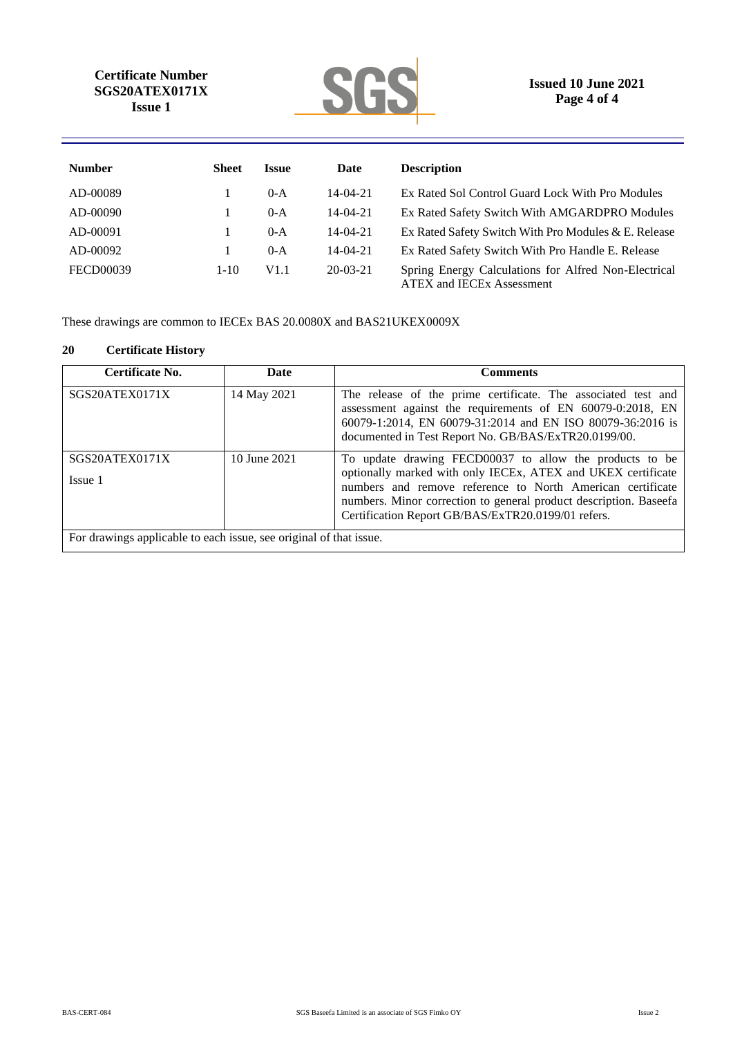| Number | Sheet | Issue | Date | Description |
|---|---|---|---|---|
| AD-00089 | 1 | 0-A | 14-04-21 | Ex Rated Sol Control Guard Lock With Pro Modules |
| AD-00090 | 1 | 0-A | 14-04-21 | Ex Rated Safety Switch With AMGARDPRO Modules |
| AD-00091 | 1 | 0-A | 14-04-21 | Ex Rated Safety Switch With Pro Modules & E. Release |
| AD-00092 | 1 | 0-A | 14-04-21 | Ex Rated Safety Switch With Pro Handle E. Release |
| FECD00039 | 1-10 | V1.1 | 20-03-21 | Spring Energy Calculations for Alfred Non-Electrical ATEX and IECEx Assessment |

These drawings are common to IECEx BAS 20.0080X and BAS21UKEX0009X

## 20 Certificate History

| Certificate No. | Date | Comments |
|---|---|---|
| SGS20ATEX0171X | 14 May 2021 | The release of the prime certificate. The associated test and assessment against the requirements of EN 60079-0:2018, EN 60079-1:2014, EN 60079-31:2014 and EN ISO 80079-36:2016 is documented in Test Report No. GB/BAS/ExTR20.0199/00. |
| SGS20ATEX0171X Issue 1 | 10 June 2021 | To update drawing FECD00037 to allow the products to be optionally marked with only IECEx, ATEX and UKEX certificate numbers and remove reference to North American certificate numbers. Minor correction to general product description. Baseefa Certification Report GB/BAS/ExTR20.0199/01 refers. |
| For drawings applicable to each issue, see original of that issue. | | |